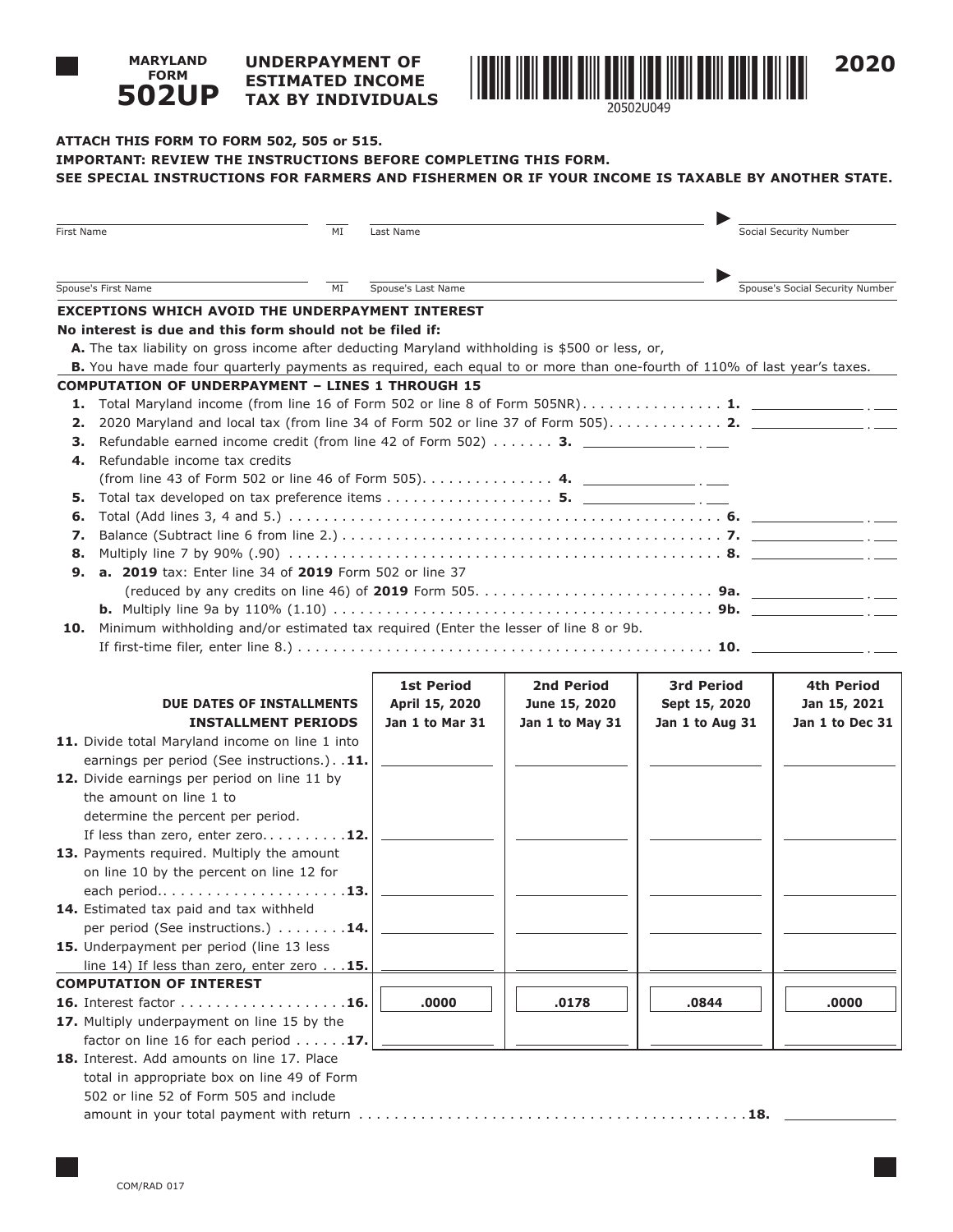**MARYLAND FORM**

# 502UP

## UNDERPAYMENT OF ESTIMATED INCOME TAX BY INDIVIDUALS

20502U049

**2020**

**ATTACH THIS FORM TO FORM 502, 505 or 515.**

**IMPORTANT: REVIEW THE INSTRUCTIONS BEFORE COMPLETING THIS FORM.**

**SEE SPECIAL INSTRUCTIONS FOR FARMERS AND FISHERMEN OR IF YOUR INCOME IS TAXABLE BY ANOTHER STATE.**

First Name ____________ MI ____ Last Name ____________ Social Security Number ____________

Spouse's First Name ____________ MI ____ Spouse's Last Name ____________ Spouse's Social Security Number ____________

**EXCEPTIONS WHICH AVOID THE UNDERPAYMENT INTEREST**

**No interest is due and this form should not be filed if:**

**A.** The tax liability on gross income after deducting Maryland withholding is $500 or less, or,

**B.** You have made four quarterly payments as required, each equal to or more than one-fourth of 110% of last year's taxes.

**COMPUTATION OF UNDERPAYMENT – LINES 1 THROUGH 15**

1. Total Maryland income (from line 16 of Form 502 or line 8 of Form 505NR) . . . . . . . . . . . . . . . . **1.** ____________
2. 2020 Maryland and local tax (from line 34 of Form 502 or line 37 of Form 505) . . . . . . . . . . . . . **2.** ____________
3. Refundable earned income credit (from line 42 of Form 502) . . . . . . . **3.** ____________
4. Refundable income tax credits (from line 43 of Form 502 or line 46 of Form 505) . . . . . . . . . . . . . . . **4.** ____________
5. Total tax developed on tax preference items . . . . . . . . . . . . . . . . . . . **5.** ____________
6. Total (Add lines 3, 4 and 5.) . . . . . . . . . . . . . . . . . . . . . . . . . . . . . . . . . . . . . . . . . . . . . . . . . **6.** ____________
7. Balance (Subtract line 6 from line 2.) . . . . . . . . . . . . . . . . . . . . . . . . . . . . . . . . . . . . . . . . . . . **7.** ____________
8. Multiply line 7 by 90% (.90) . . . . . . . . . . . . . . . . . . . . . . . . . . . . . . . . . . . . . . . . . . . . . . . . **8.** ____________
9. **a. 2019** tax: Enter line 34 of **2019** Form 502 or line 37 (reduced by any credits on line 46) of **2019** Form 505. . . . . . . . . . . . . . . . . . . . . . . . . . . **9a.** ____________

   **b.** Multiply line 9a by 110% (1.10) . . . . . . . . . . . . . . . . . . . . . . . . . . . . . . . . . . . . . . . . . . **9b.** ____________
10. Minimum withholding and/or estimated tax required (Enter the lesser of line 8 or 9b. If first-time filer, enter line 8.) . . . . . . . . . . . . . . . . . . . . . . . . . . . . . . . . . . . . . . . . . . . . . . . **10.** ____________

| DUE DATES OF INSTALLMENTS<br>INSTALLMENT PERIODS | 1st Period<br>April 15, 2020<br>Jan 1 to Mar 31 | 2nd Period<br>June 15, 2020<br>Jan 1 to May 31 | 3rd Period<br>Sept 15, 2020<br>Jan 1 to Aug 31 | 4th Period<br>Jan 15, 2021<br>Jan 1 to Dec 31 |
|---|---|---|---|---|
| **11.** Divide total Maryland income on line 1 into earnings per period (See instructions.) . . **11.** | | | | |
| **12.** Divide earnings per period on line 11 by the amount on line 1 to determine the percent per period. If less than zero, enter zero. . . . . . . . . **12.** | | | | |
| **13.** Payments required. Multiply the amount on line 10 by the percent on line 12 for each period. . . . . . . . . . . . . . . . . . . . . **13.** | | | | |
| **14.** Estimated tax paid and tax withheld per period (See instructions.) . . . . . . . . **14.** | | | | |
| **15.** Underpayment per period (line 13 less line 14) If less than zero, enter zero . . . **15.** | | | | |
| **COMPUTATION OF INTEREST** | | | | |
| **16.** Interest factor . . . . . . . . . . . . . . . . . . **16.** | **.0000** | **.0178** | **.0844** | **.0000** |
| **17.** Multiply underpayment on line 15 by the factor on line 16 for each period . . . . . . **17.** | | | | |

**18.** Interest. Add amounts on line 17. Place total in appropriate box on line 49 of Form 502 or line 52 of Form 505 and include amount in your total payment with return . . . . . . . . . . . . . . . . . . . . . . . . . . . . . . . . . . . . . . . . . . . **18.** ____________

COM/RAD 017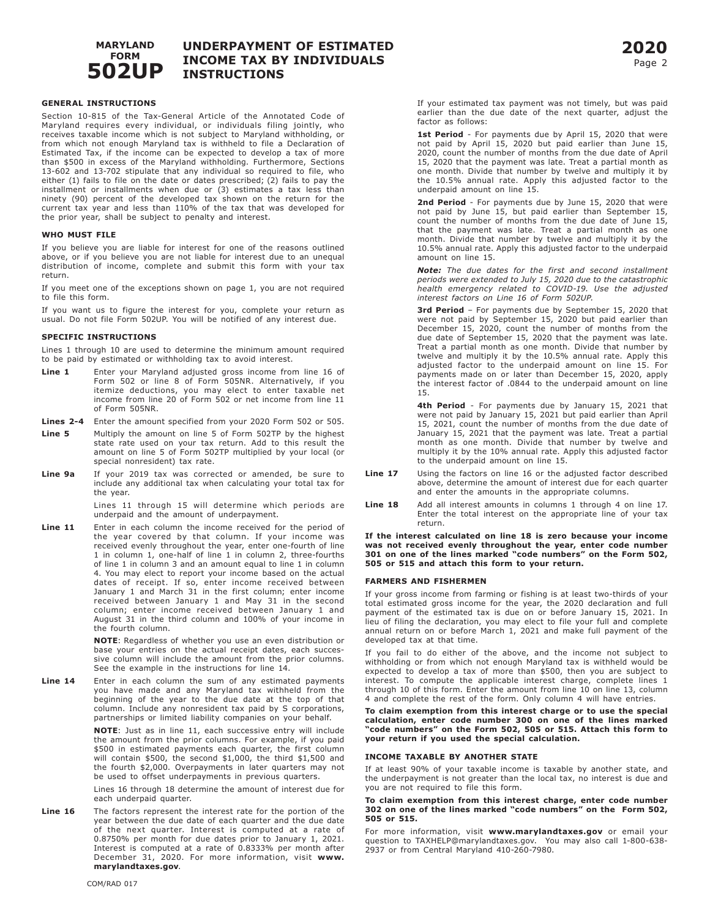# MARYLAND FORM 502UP

# UNDERPAYMENT OF ESTIMATED INCOME TAX BY INDIVIDUALS INSTRUCTIONS

**2020**

## GENERAL INSTRUCTIONS

Section 10-815 of the Tax-General Article of the Annotated Code of Maryland requires every individual, or individuals filing jointly, who receives taxable income which is not subject to Maryland withholding, or from which not enough Maryland tax is withheld to file a Declaration of Estimated Tax, if the income can be expected to develop a tax of more than $500 in excess of the Maryland withholding. Furthermore, Sections 13-602 and 13-702 stipulate that any individual so required to file, who either (1) fails to file on the date or dates prescribed; (2) fails to pay the installment or installments when due or (3) estimates a tax less than ninety (90) percent of the developed tax shown on the return for the current tax year and less than 110% of the tax that was developed for the prior year, shall be subject to penalty and interest.

## WHO MUST FILE

If you believe you are liable for interest for one of the reasons outlined above, or if you believe you are not liable for interest due to an unequal distribution of income, complete and submit this form with your tax return.

If you meet one of the exceptions shown on page 1, you are not required to file this form.

If you want us to figure the interest for you, complete your return as usual. Do not file Form 502UP. You will be notified of any interest due.

## SPECIFIC INSTRUCTIONS

Lines 1 through 10 are used to determine the minimum amount required to be paid by estimated or withholding tax to avoid interest.

**Line 1** Enter your Maryland adjusted gross income from line 16 of Form 502 or line 8 of Form 505NR. Alternatively, if you itemize deductions, you may elect to enter taxable net income from line 20 of Form 502 or net income from line 11 of Form 505NR.

**Lines 2-4** Enter the amount specified from your 2020 Form 502 or 505.

**Line 5** Multiply the amount on line 5 of Form 502TP by the highest state rate used on your tax return. Add to this result the amount on line 5 of Form 502TP multiplied by your local (or special nonresident) tax rate.

**Line 9a** If your 2019 tax was corrected or amended, be sure to include any additional tax when calculating your total tax for the year.

Lines 11 through 15 will determine which periods are underpaid and the amount of underpayment.

**Line 11** Enter in each column the income received for the period of the year covered by that column. If your income was received evenly throughout the year, enter one-fourth of line 1 in column 1, one-half of line 1 in column 2, three-fourths of line 1 in column 3 and an amount equal to line 1 in column 4. You may elect to report your income based on the actual dates of receipt. If so, enter income received between January 1 and March 31 in the first column; enter income received between January 1 and May 31 in the second column; enter income received between January 1 and August 31 in the third column and 100% of your income in the fourth column.

**NOTE**: Regardless of whether you use an even distribution or base your entries on the actual receipt dates, each successive column will include the amount from the prior columns. See the example in the instructions for line 14.

**Line 14** Enter in each column the sum of any estimated payments you have made and any Maryland tax withheld from the beginning of the year to the due date at the top of that column. Include any nonresident tax paid by S corporations, partnerships or limited liability companies on your behalf.

**NOTE**: Just as in line 11, each successive entry will include the amount from the prior columns. For example, if you paid $500 in estimated payments each quarter, the first column will contain $500, the second $1,000, the third $1,500 and the fourth $2,000. Overpayments in later quarters may not be used to offset underpayments in previous quarters.

Lines 16 through 18 determine the amount of interest due for each underpaid quarter.

**Line 16** The factors represent the interest rate for the portion of the year between the due date of each quarter and the due date of the next quarter. Interest is computed at a rate of 0.8750% per month for due dates prior to January 1, 2021. Interest is computed at a rate of 0.8333% per month after December 31, 2020. For more information, visit **www.marylandtaxes.gov**.

If your estimated tax payment was not timely, but was paid earlier than the due date of the next quarter, adjust the factor as follows:

**1st Period** - For payments due by April 15, 2020 that were not paid by April 15, 2020 but paid earlier than June 15, 2020, count the number of months from the due date of April 15, 2020 that the payment was late. Treat a partial month as one month. Divide that number by twelve and multiply it by the 10.5% annual rate. Apply this adjusted factor to the underpaid amount on line 15.

**2nd Period** - For payments due by June 15, 2020 that were not paid by June 15, but paid earlier than September 15, count the number of months from the due date of June 15, that the payment was late. Treat a partial month as one month. Divide that number by twelve and multiply it by the 10.5% annual rate. Apply this adjusted factor to the underpaid amount on line 15.

***Note:*** *The due dates for the first and second installment periods were extended to July 15, 2020 due to the catastrophic health emergency related to COVID-19. Use the adjusted interest factors on Line 16 of Form 502UP.*

**3rd Period** – For payments due by September 15, 2020 that were not paid by September 15, 2020 but paid earlier than December 15, 2020, count the number of months from the due date of September 15, 2020 that the payment was late. Treat a partial month as one month. Divide that number by twelve and multiply it by the 10.5% annual rate. Apply this adjusted factor to the underpaid amount on line 15. For payments made on or later than December 15, 2020, apply the interest factor of .0844 to the underpaid amount on line 15.

**4th Period** - For payments due by January 15, 2021 that were not paid by January 15, 2021 but paid earlier than April 15, 2021, count the number of months from the due date of January 15, 2021 that the payment was late. Treat a partial month as one month. Divide that number by twelve and multiply it by the 10% annual rate. Apply this adjusted factor to the underpaid amount on line 15.

**Line 17** Using the factors on line 16 or the adjusted factor described above, determine the amount of interest due for each quarter and enter the amounts in the appropriate columns.

**Line 18** Add all interest amounts in columns 1 through 4 on line 17. Enter the total interest on the appropriate line of your tax return.

**If the interest calculated on line 18 is zero because your income was not received evenly throughout the year, enter code number 301 on one of the lines marked "code numbers" on the Form 502, 505 or 515 and attach this form to your return.**

## FARMERS AND FISHERMEN

If your gross income from farming or fishing is at least two-thirds of your total estimated gross income for the year, the 2020 declaration and full payment of the estimated tax is due on or before January 15, 2021. In lieu of filing the declaration, you may elect to file your full and complete annual return on or before March 1, 2021 and make full payment of the developed tax at that time.

If you fail to do either of the above, and the income not subject to withholding or from which not enough Maryland tax is withheld would be expected to develop a tax of more than $500, then you are subject to interest. To compute the applicable interest charge, complete lines 1 through 10 of this form. Enter the amount from line 10 on line 13, column 4 and complete the rest of the form. Only column 4 will have entries.

**To claim exemption from this interest charge or to use the special calculation, enter code number 300 on one of the lines marked "code numbers" on the Form 502, 505 or 515. Attach this form to your return if you used the special calculation.**

## INCOME TAXABLE BY ANOTHER STATE

If at least 90% of your taxable income is taxable by another state, and the underpayment is not greater than the local tax, no interest is due and you are not required to file this form.

**To claim exemption from this interest charge, enter code number 302 on one of the lines marked "code numbers" on the Form 502, 505 or 515.**

For more information, visit **www.marylandtaxes.gov** or email your question to TAXHELP@marylandtaxes.gov. You may also call 1-800-638-2937 or from Central Maryland 410-260-7980.

COM/RAD 017